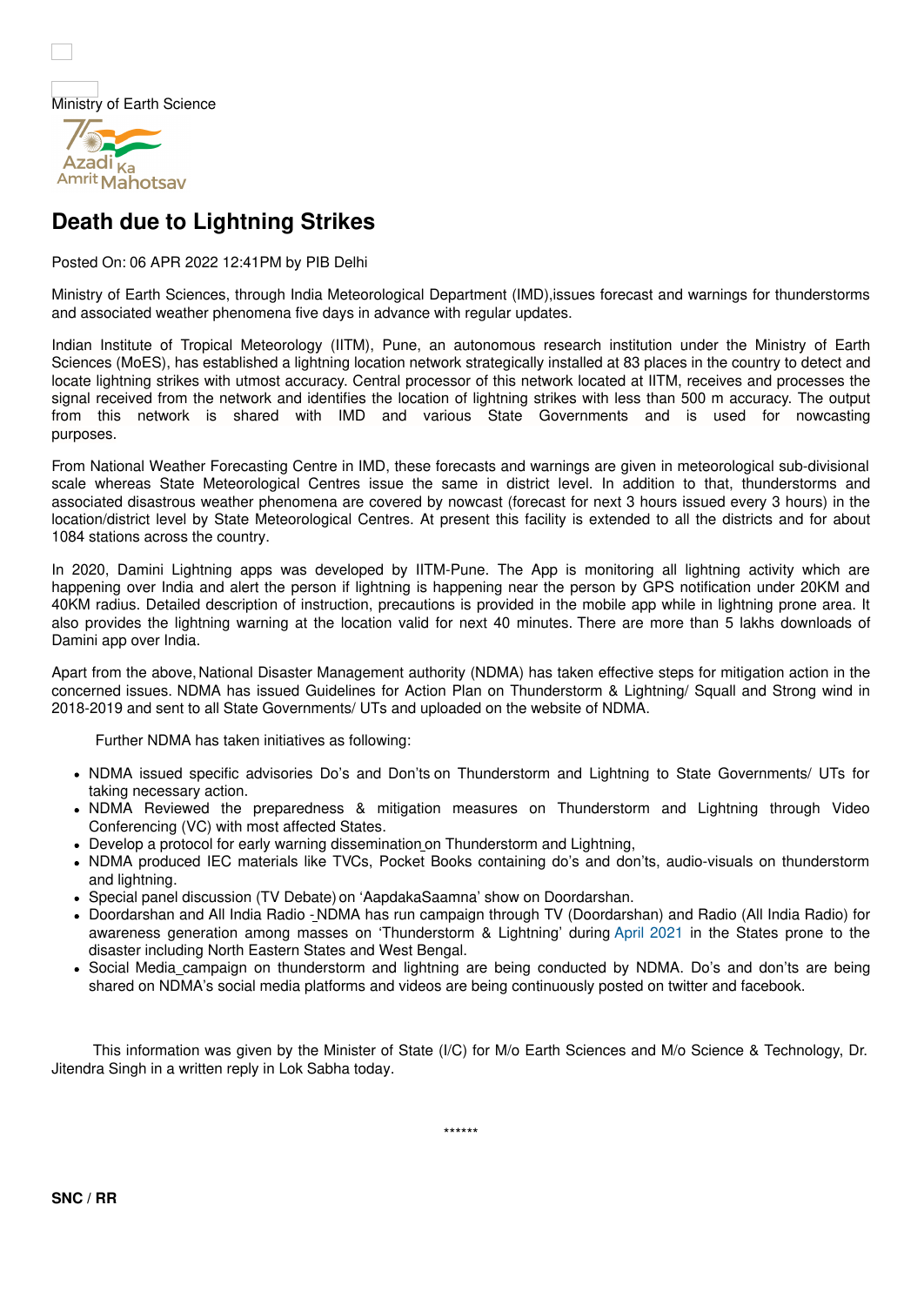Ministry of Earth Science

# Death due to Lightning Strikes

Posted On: 06 APR 2022 12:41PM by PIB Delhi

Ministry of Earth Sciences, through India Meteorological Department (IMD),issues forecast and warnings for thunderstorms and associated weather phenomena five days in advance with regular updates.

Indian Institute of Tropical Meteorology (IITM), Pune, an autonomous research institution under the Ministry of Earth Sciences (MoES), has established a lightning location network strategically installed at 83 places in the country to detect and locate lightning strikes with utmost accuracy. Central processor of this network located at IITM, receives and processes the signal received from the network and identifies the location of lightning strikes with less than 500 m accuracy. The output from this network is shared with IMD and various State Governments and is used for nowcasting purposes.

From National Weather Forecasting Centre in IMD, these forecasts and warnings are given in meteorological sub-divisional scale whereas State Meteorological Centres issue the same in district level. In addition to that, thunderstorms and associated disastrous weather phenomena are covered by nowcast (forecast for next 3 hours issued every 3 hours) in the location/district level by State Meteorological Centres. At present this facility is extended to all the districts and for about 1084 stations across the country.

In 2020, Damini Lightning apps was developed by IITM-Pune. The App is monitoring all lightning activity which are happening over India and alert the person if lightning is happening near the person by GPS notification under 20KM and 40KM radius. Detailed description of instruction, precautions is provided in the mobile app while in lightning prone area. It also provides the lightning warning at the location valid for next 40 minutes. There are more than 5 lakhs downloads of Damini app over India.

Apart from the above, National Disaster Management authority (NDMA) has taken effective steps for mitigation action in the concerned issues. NDMA has issued Guidelines for Action Plan on Thunderstorm & Lightning/ Squall and Strong wind in 2018-2019 and sent to all State Governments/ UTs and uploaded on the website of NDMA.

Further NDMA has taken initiatives as following:

- NDMA issued specific advisories Do's and Don'ts on Thunderstorm and Lightning to State Governments/ UTs for taking necessary action.
- NDMA Reviewed the preparedness & mitigation measures on Thunderstorm and Lightning through Video Conferencing (VC) with most affected States.
- Develop a protocol for early warning dissemination on Thunderstorm and Lightning,
- NDMA produced IEC materials like TVCs, Pocket Books containing do's and don'ts, audio-visuals on thunderstorm and lightning.
- Special panel discussion (TV Debate) on 'AapdakaSaamna' show on Doordarshan.
- Doordarshan and All India Radio - NDMA has run campaign through TV (Doordarshan) and Radio (All India Radio) for awareness generation among masses on 'Thunderstorm & Lightning' during April 2021 in the States prone to the disaster including North Eastern States and West Bengal.
- Social Media campaign on thunderstorm and lightning are being conducted by NDMA. Do's and don'ts are being shared on NDMA's social media platforms and videos are being continuously posted on twitter and facebook.

This information was given by the Minister of State (I/C) for M/o Earth Sciences and M/o Science & Technology, Dr. Jitendra Singh in a written reply in Lok Sabha today.

******

**SNC / RR**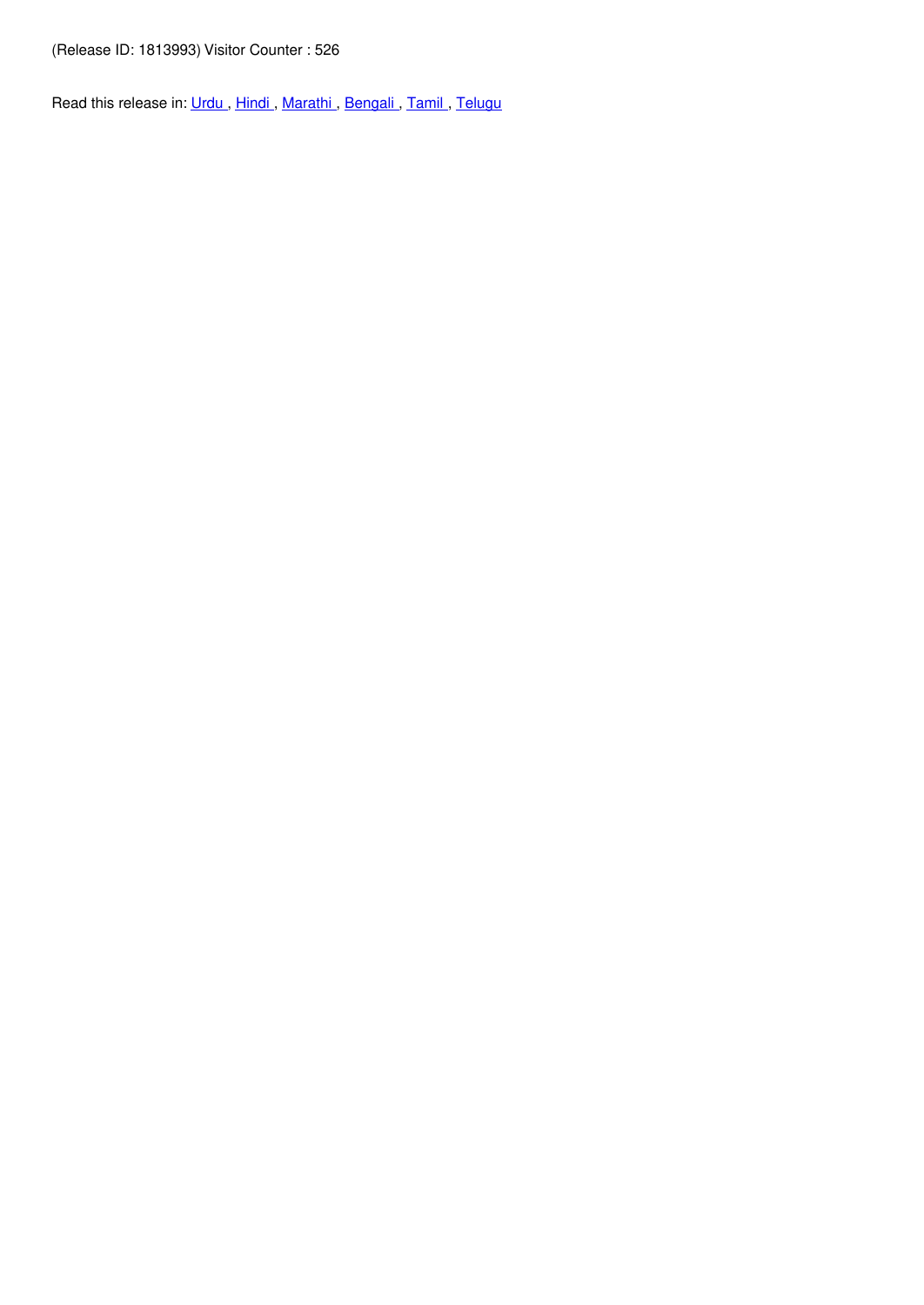(Release ID: 1813993) Visitor Counter : 526

Read this release in: Urdu , Hindi , Marathi , Bengali , Tamil , Telugu